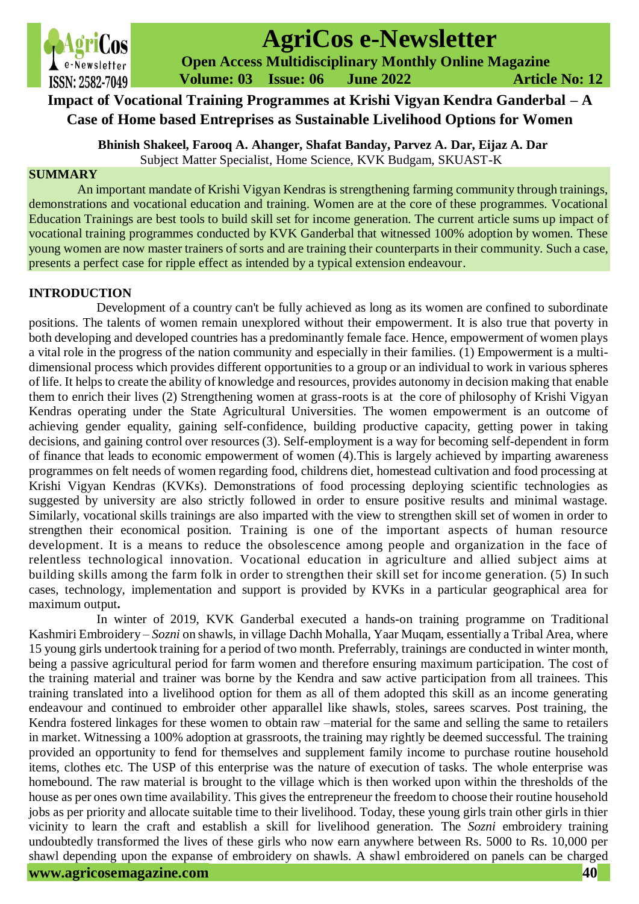# Impact of Vocational Training Programmes at Krishi Vigyan Kendra Ganderbal – A Case of Home based Entreprises as Sustainable Livelihood Options for Women

**Bhinish Shakeel, Farooq A. Ahanger, Shafat Banday, Parvez A. Dar, Eijaz A. Dar**

Subject Matter Specialist, Home Science, KVK Budgam, SKUAST-K

## SUMMARY

An important mandate of Krishi Vigyan Kendras is strengthening farming community through trainings, demonstrations and vocational education and training. Women are at the core of these programmes. Vocational Education Trainings are best tools to build skill set for income generation. The current article sums up impact of vocational training programmes conducted by KVK Ganderbal that witnessed 100% adoption by women. These young women are now master trainers of sorts and are training their counterparts in their community. Such a case, presents a perfect case for ripple effect as intended by a typical extension endeavour.

## INTRODUCTION

Development of a country can't be fully achieved as long as its women are confined to subordinate positions. The talents of women remain unexplored without their empowerment. It is also true that poverty in both developing and developed countries has a predominantly female face. Hence, empowerment of women plays a vital role in the progress of the nation community and especially in their families. (1) Empowerment is a multi-dimensional process which provides different opportunities to a group or an individual to work in various spheres of life. It helps to create the ability of knowledge and resources, provides autonomy in decision making that enable them to enrich their lives (2) Strengthening women at grass-roots is at the core of philosophy of Krishi Vigyan Kendras operating under the State Agricultural Universities. The women empowerment is an outcome of achieving gender equality, gaining self-confidence, building productive capacity, getting power in taking decisions, and gaining control over resources (3). Self-employment is a way for becoming self-dependent in form of finance that leads to economic empowerment of women (4).This is largely achieved by imparting awareness programmes on felt needs of women regarding food, childrens diet, homestead cultivation and food processing at Krishi Vigyan Kendras (KVKs). Demonstrations of food processing deploying scientific technologies as suggested by university are also strictly followed in order to ensure positive results and minimal wastage. Similarly, vocational skills trainings are also imparted with the view to strengthen skill set of women in order to strengthen their economical position. Training is one of the important aspects of human resource development. It is a means to reduce the obsolescence among people and organization in the face of relentless technological innovation. Vocational education in agriculture and allied subject aims at building skills among the farm folk in order to strengthen their skill set for income generation. (5) In such cases, technology, implementation and support is provided by KVKs in a particular geographical area for maximum output**.**

In winter of 2019, KVK Ganderbal executed a hands-on training programme on Traditional Kashmiri Embroidery – *Sozni* on shawls, in village Dachh Mohalla, Yaar Muqam, essentially a Tribal Area, where 15 young girls undertook training for a period of two month. Preferrably, trainings are conducted in winter month, being a passive agricultural period for farm women and therefore ensuring maximum participation. The cost of the training material and trainer was borne by the Kendra and saw active participation from all trainees. This training translated into a livelihood option for them as all of them adopted this skill as an income generating endeavour and continued to embroider other apparallel like shawls, stoles, sarees scarves. Post training, the Kendra fostered linkages for these women to obtain raw –material for the same and selling the same to retailers in market. Witnessing a 100% adoption at grassroots, the training may rightly be deemed successful. The training provided an opportunity to fend for themselves and supplement family income to purchase routine household items, clothes etc. The USP of this enterprise was the nature of execution of tasks. The whole enterprise was homebound. The raw material is brought to the village which is then worked upon within the thresholds of the house as per ones own time availability. This gives the entrepreneur the freedom to choose their routine household jobs as per priority and allocate suitable time to their livelihood. Today, these young girls train other girls in thier vicinity to learn the craft and establish a skill for livelihood generation. The *Sozni* embroidery training undoubtedly transformed the lives of these girls who now earn anywhere between Rs. 5000 to Rs. 10,000 per shawl depending upon the expanse of embroidery on shawls. A shawl embroidered on panels can be charged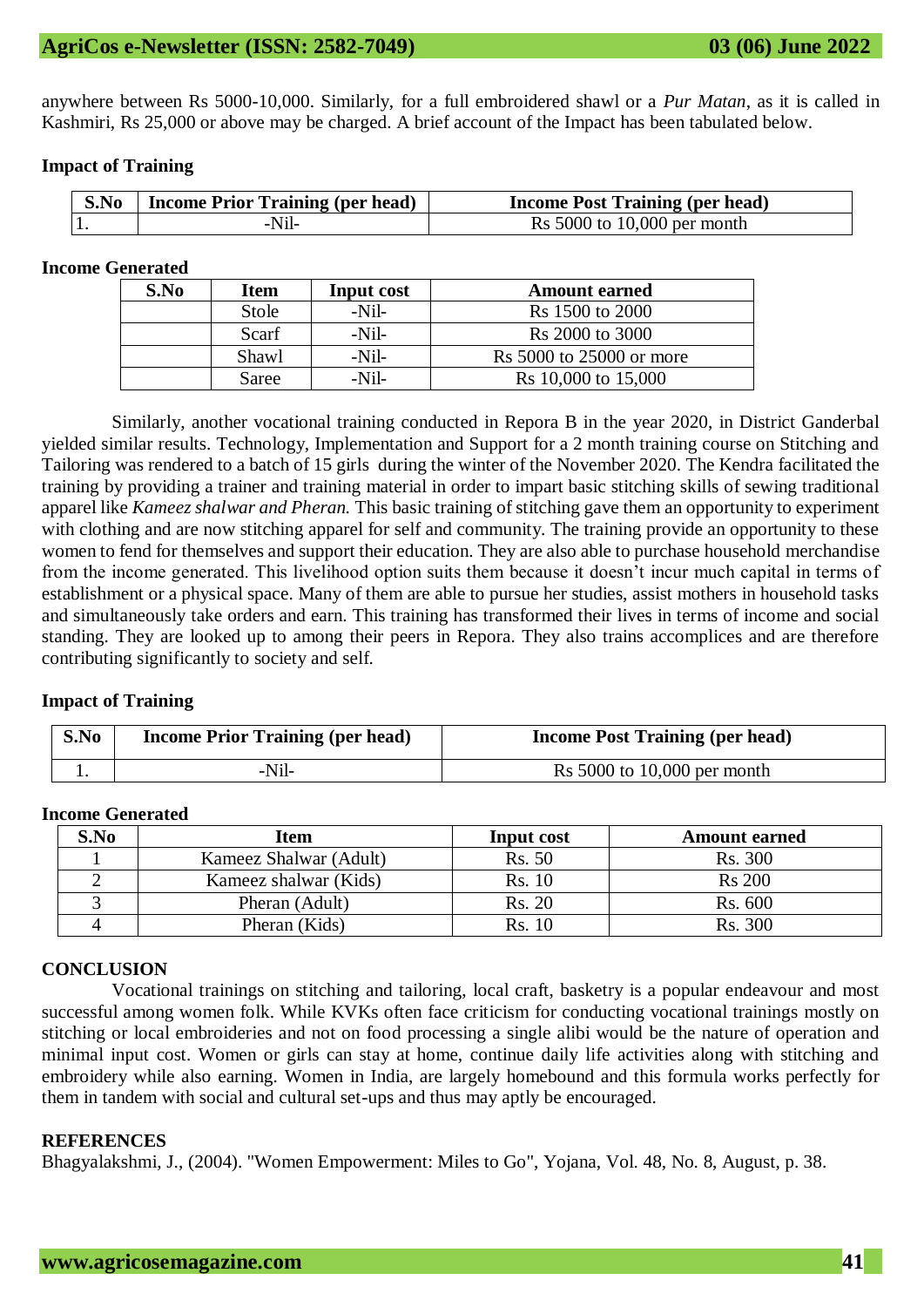anywhere between Rs 5000-10,000. Similarly, for a full embroidered shawl or a *Pur Matan*, as it is called in Kashmiri, Rs 25,000 or above may be charged. A brief account of the Impact has been tabulated below.

**Impact of Training**

| S.No | Income Prior Training (per head) | Income Post Training (per head) |
|---|---|---|
| 1. | -Nil- | Rs 5000 to 10,000 per month |

**Income Generated**

| S.No | Item | Input cost | Amount earned |
|---|---|---|---|
| | Stole | -Nil- | Rs 1500 to 2000 |
| | Scarf | -Nil- | Rs 2000 to 3000 |
| | Shawl | -Nil- | Rs 5000 to 25000 or more |
| | Saree | -Nil- | Rs 10,000 to 15,000 |

Similarly, another vocational training conducted in Repora B in the year 2020, in District Ganderbal yielded similar results. Technology, Implementation and Support for a 2 month training course on Stitching and Tailoring was rendered to a batch of 15 girls during the winter of the November 2020. The Kendra facilitated the training by providing a trainer and training material in order to impart basic stitching skills of sewing traditional apparel like *Kameez shalwar and Pheran.* This basic training of stitching gave them an opportunity to experiment with clothing and are now stitching apparel for self and community. The training provide an opportunity to these women to fend for themselves and support their education. They are also able to purchase household merchandise from the income generated. This livelihood option suits them because it doesn't incur much capital in terms of establishment or a physical space. Many of them are able to pursue her studies, assist mothers in household tasks and simultaneously take orders and earn. This training has transformed their lives in terms of income and social standing. They are looked up to among their peers in Repora. They also trains accomplices and are therefore contributing significantly to society and self.

**Impact of Training**

| S.No | Income Prior Training (per head) | Income Post Training (per head) |
|---|---|---|
| 1. | -Nil- | Rs 5000 to 10,000 per month |

**Income Generated**

| S.No | Item | Input cost | Amount earned |
|---|---|---|---|
| 1 | Kameez Shalwar (Adult) | Rs. 50 | Rs. 300 |
| 2 | Kameez shalwar (Kids) | Rs. 10 | Rs 200 |
| 3 | Pheran (Adult) | Rs. 20 | Rs. 600 |
| 4 | Pheran (Kids) | Rs. 10 | Rs. 300 |

## CONCLUSION

Vocational trainings on stitching and tailoring, local craft, basketry is a popular endeavour and most successful among women folk. While KVKs often face criticism for conducting vocational trainings mostly on stitching or local embroideries and not on food processing a single alibi would be the nature of operation and minimal input cost. Women or girls can stay at home, continue daily life activities along with stitching and embroidery while also earning. Women in India, are largely homebound and this formula works perfectly for them in tandem with social and cultural set-ups and thus may aptly be encouraged.

## REFERENCES

Bhagyalakshmi, J., (2004). "Women Empowerment: Miles to Go", Yojana, Vol. 48, No. 8, August, p. 38.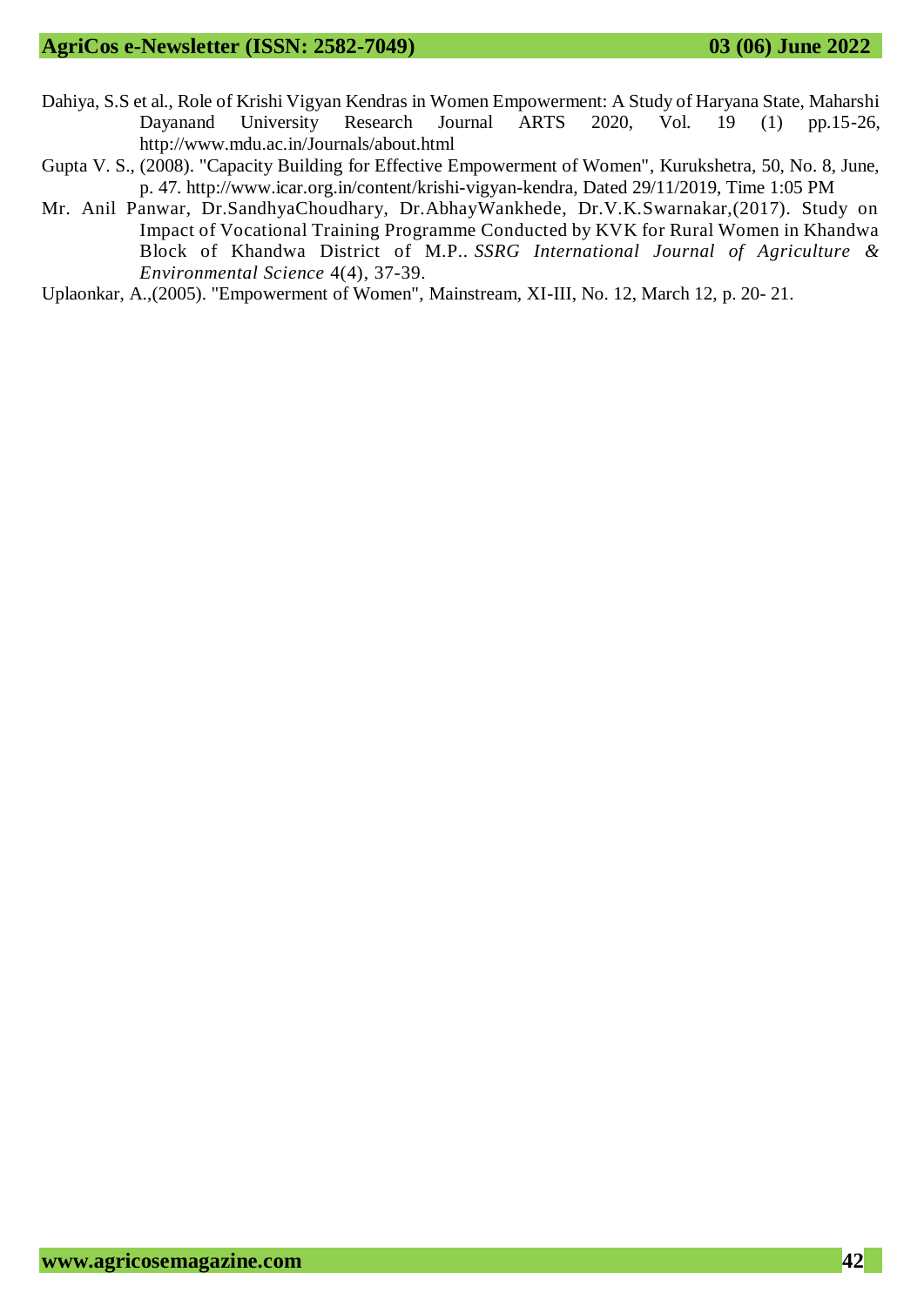Dahiya, S.S et al., Role of Krishi Vigyan Kendras in Women Empowerment: A Study of Haryana State, Maharshi Dayanand University Research Journal ARTS 2020, Vol. 19 (1) pp.15-26, http://www.mdu.ac.in/Journals/about.html

Gupta V. S., (2008). "Capacity Building for Effective Empowerment of Women", Kurukshetra, 50, No. 8, June, p. 47. http://www.icar.org.in/content/krishi-vigyan-kendra, Dated 29/11/2019, Time 1:05 PM

Mr. Anil Panwar, Dr.SandhyaChoudhary, Dr.AbhayWankhede, Dr.V.K.Swarnakar,(2017). Study on Impact of Vocational Training Programme Conducted by KVK for Rural Women in Khandwa Block of Khandwa District of M.P.. *SSRG International Journal of Agriculture & Environmental Science* 4(4), 37-39.

Uplaonkar, A.,(2005). "Empowerment of Women", Mainstream, XI-III, No. 12, March 12, p. 20- 21.